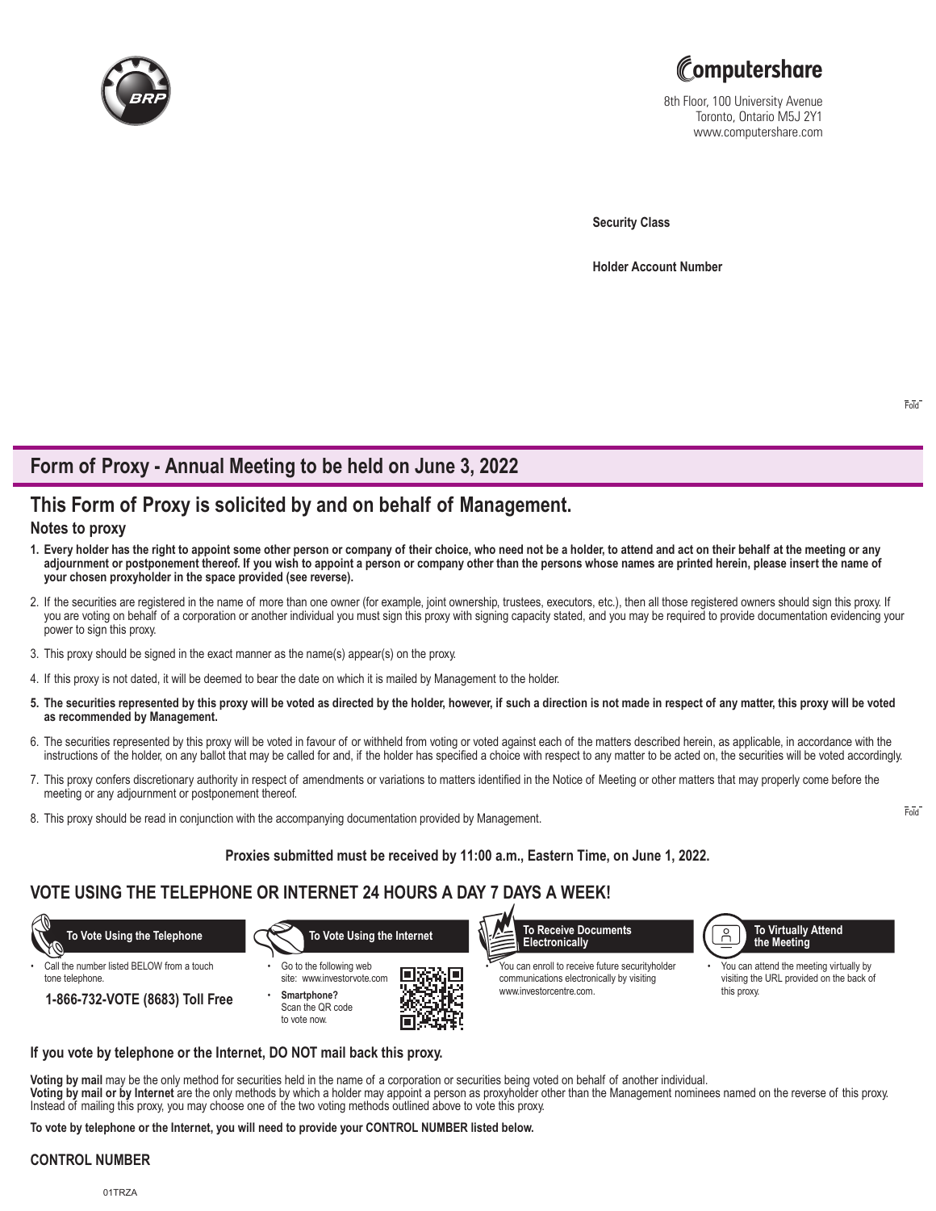Computershare
8th Floor, 100 University Avenue
Toronto, Ontario M5J 2Y1
www.computershare.com

**Security Class**

**Holder Account Number**

## Form of Proxy - Annual Meeting to be held on June 3, 2022

## This Form of Proxy is solicited by and on behalf of Management.

### Notes to proxy

1. **Every holder has the right to appoint some other person or company of their choice, who need not be a holder, to attend and act on their behalf at the meeting or any adjournment or postponement thereof. If you wish to appoint a person or company other than the persons whose names are printed herein, please insert the name of your chosen proxyholder in the space provided (see reverse).**
2. If the securities are registered in the name of more than one owner (for example, joint ownership, trustees, executors, etc.), then all those registered owners should sign this proxy. If you are voting on behalf of a corporation or another individual you must sign this proxy with signing capacity stated, and you may be required to provide documentation evidencing your power to sign this proxy.
3. This proxy should be signed in the exact manner as the name(s) appear(s) on the proxy.
4. If this proxy is not dated, it will be deemed to bear the date on which it is mailed by Management to the holder.
5. **The securities represented by this proxy will be voted as directed by the holder, however, if such a direction is not made in respect of any matter, this proxy will be voted as recommended by Management.**
6. The securities represented by this proxy will be voted in favour of or withheld from voting or voted against each of the matters described herein, as applicable, in accordance with the instructions of the holder, on any ballot that may be called for and, if the holder has specified a choice with respect to any matter to be acted on, the securities will be voted accordingly.
7. This proxy confers discretionary authority in respect of amendments or variations to matters identified in the Notice of Meeting or other matters that may properly come before the meeting or any adjournment or postponement thereof.
8. This proxy should be read in conjunction with the accompanying documentation provided by Management.

**Proxies submitted must be received by 11:00 a.m., Eastern Time, on June 1, 2022.**

## VOTE USING THE TELEPHONE OR INTERNET 24 HOURS A DAY 7 DAYS A WEEK!

**To Vote Using the Telephone**

- Call the number listed BELOW from a touch tone telephone.

**1-866-732-VOTE (8683) Toll Free**

**To Vote Using the Internet**

- Go to the following web site: www.investorvote.com
- **Smartphone?** Scan the QR code to vote now.

**To Receive Documents Electronically**

- You can enroll to receive future securityholder communications electronically by visiting www.investorcentre.com.

**To Virtually Attend the Meeting**

- You can attend the meeting virtually by visiting the URL provided on the back of this proxy.

**If you vote by telephone or the Internet, DO NOT mail back this proxy.**

**Voting by mail** may be the only method for securities held in the name of a corporation or securities being voted on behalf of another individual.
**Voting by mail or by Internet** are the only methods by which a holder may appoint a person as proxyholder other than the Management nominees named on the reverse of this proxy. Instead of mailing this proxy, you may choose one of the two voting methods outlined above to vote this proxy.

**To vote by telephone or the Internet, you will need to provide your CONTROL NUMBER listed below.**

**CONTROL NUMBER**

01TRZA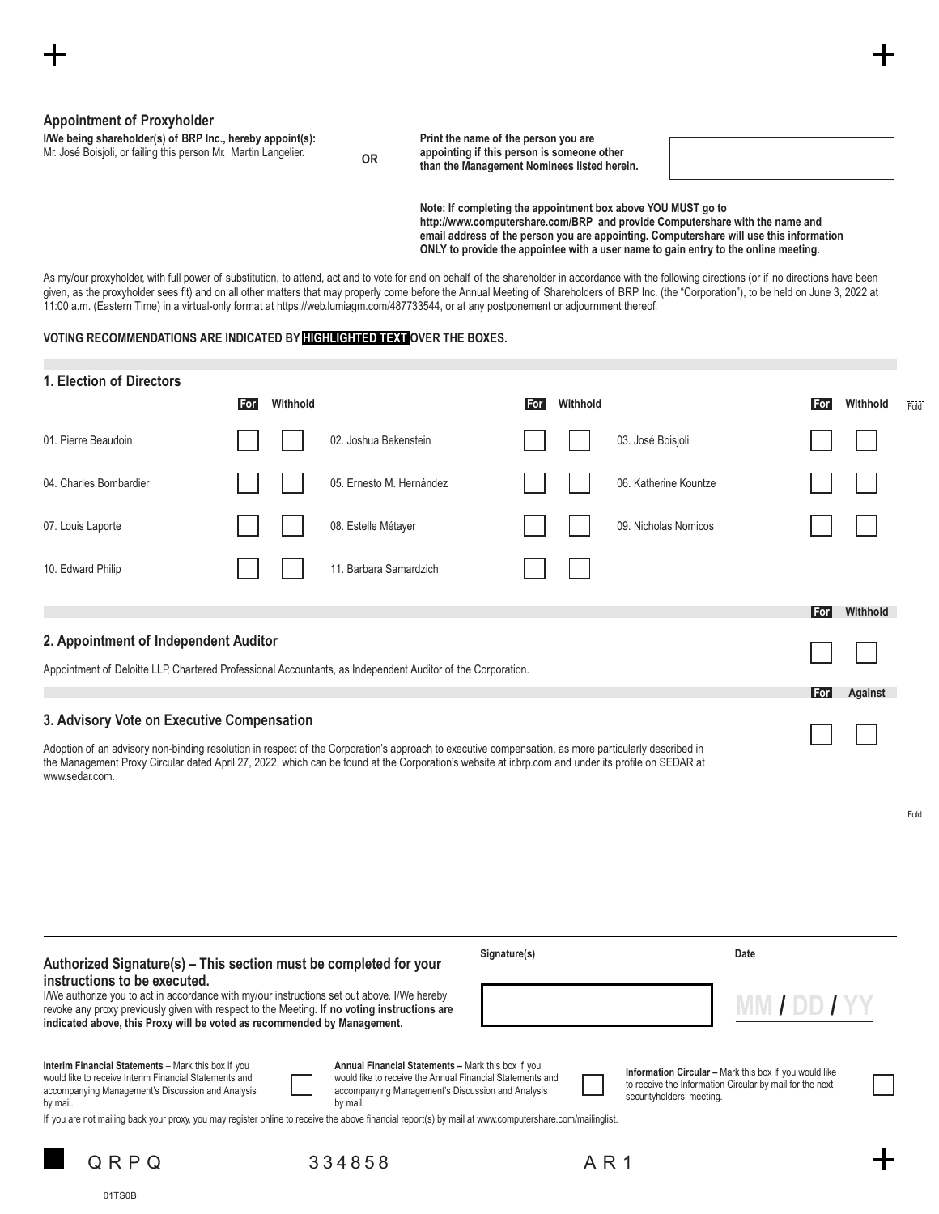## Appointment of Proxyholder

**I/We being shareholder(s) of BRP Inc., hereby appoint(s):**
Mr. José Boisjoli, or failing this person Mr. Martin Langelier.

**OR**

**Print the name of the person you are appointing if this person is someone other than the Management Nominees listed herein.**

**Note: If completing the appointment box above YOU MUST go to http://www.computershare.com/BRP and provide Computershare with the name and email address of the person you are appointing. Computershare will use this information ONLY to provide the appointee with a user name to gain entry to the online meeting.**

As my/our proxyholder, with full power of substitution, to attend, act and to vote for and on behalf of the shareholder in accordance with the following directions (or if no directions have been given, as the proxyholder sees fit) and on all other matters that may properly come before the Annual Meeting of Shareholders of BRP Inc. (the "Corporation"), to be held on June 3, 2022 at 11:00 a.m. (Eastern Time) in a virtual-only format at https://web.lumiagm.com/487733544, or at any postponement or adjournment thereof.

**VOTING RECOMMENDATIONS ARE INDICATED BY HIGHLIGHTED TEXT OVER THE BOXES.**

### 1. Election of Directors

| | For | Withhold | | For | Withhold | | For | Withhold |
|---|---|---|---|---|---|---|---|---|
| 01. Pierre Beaudoin | ☐ | ☐ | 02. Joshua Bekenstein | ☐ | ☐ | 03. José Boisjoli | ☐ | ☐ |
| 04. Charles Bombardier | ☐ | ☐ | 05. Ernesto M. Hernández | ☐ | ☐ | 06. Katherine Kountze | ☐ | ☐ |
| 07. Louis Laporte | ☐ | ☐ | 08. Estelle Métayer | ☐ | ☐ | 09. Nicholas Nomicos | ☐ | ☐ |
| 10. Edward Philip | ☐ | ☐ | 11. Barbara Samardzich | ☐ | ☐ | | | |

### 2. Appointment of Independent Auditor

| | For | Withhold |
|---|---|---|
| Appointment of Deloitte LLP, Chartered Professional Accountants, as Independent Auditor of the Corporation. | ☐ | ☐ |

### 3. Advisory Vote on Executive Compensation

| | For | Against |
|---|---|---|
| Adoption of an advisory non-binding resolution in respect of the Corporation's approach to executive compensation, as more particularly described in the Management Proxy Circular dated April 27, 2022, which can be found at the Corporation's website at ir.brp.com and under its profile on SEDAR at www.sedar.com. | ☐ | ☐ |

### Authorized Signature(s) – This section must be completed for your instructions to be executed.

I/We authorize you to act in accordance with my/our instructions set out above. I/We hereby revoke any proxy previously given with respect to the Meeting. **If no voting instructions are indicated above, this Proxy will be voted as recommended by Management.**

Signature(s)

Date

MM / DD / YY

**Interim Financial Statements** – Mark this box if you would like to receive Interim Financial Statements and accompanying Management's Discussion and Analysis by mail. ☐

**Annual Financial Statements –** Mark this box if you would like to receive the Annual Financial Statements and accompanying Management's Discussion and Analysis by mail. ☐

**Information Circular –** Mark this box if you would like to receive the Information Circular by mail for the next securityholders' meeting. ☐

If you are not mailing back your proxy, you may register online to receive the above financial report(s) by mail at www.computershare.com/mailinglist.

Q R P Q 3 3 4 8 5 8 A R 1

01TS0B